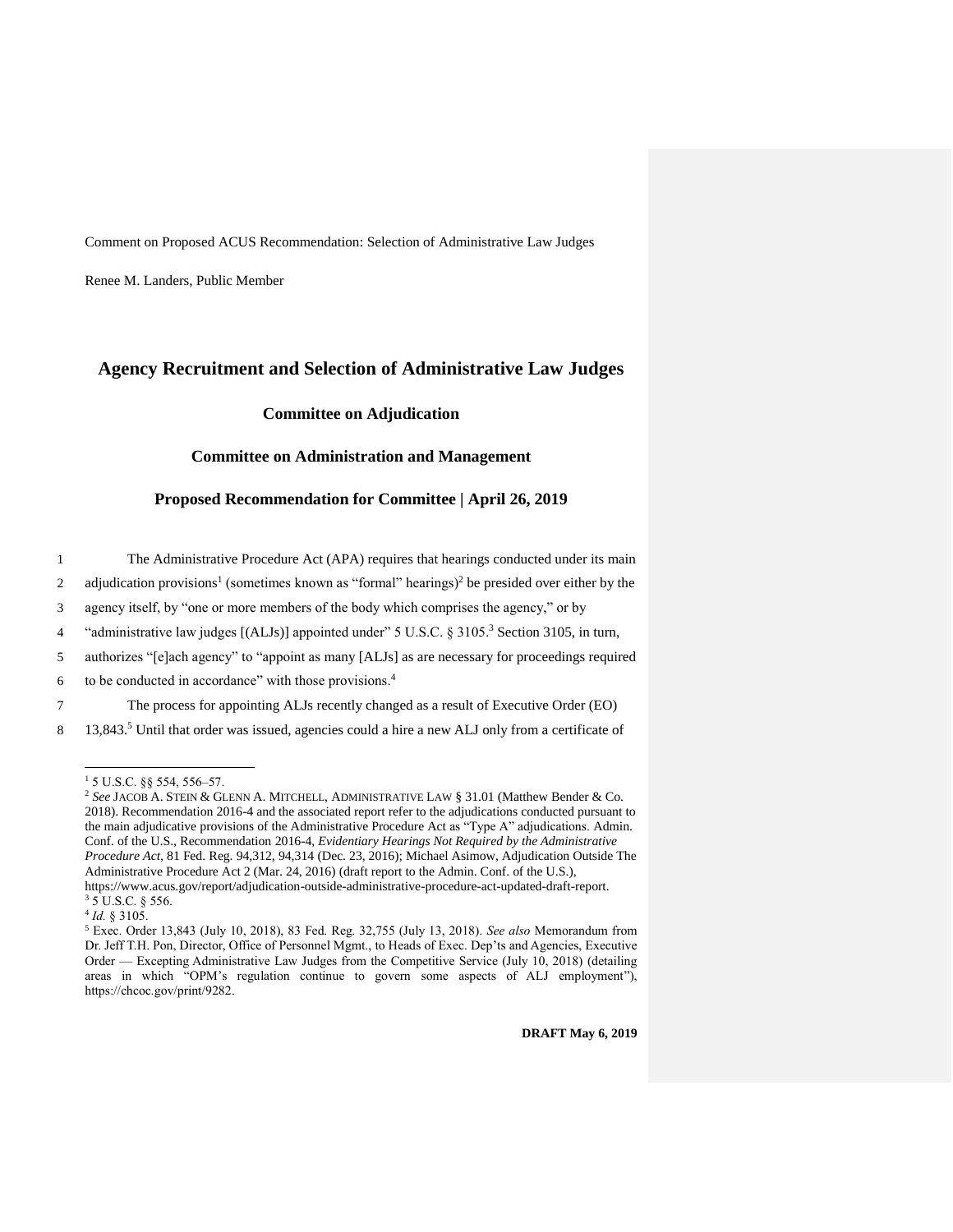Comment on Proposed ACUS Recommendation: Selection of Administrative Law Judges

Renee M. Landers, Public Member

# Agency Recruitment and Selection of Administrative Law Judges

## Committee on Adjudication

## Committee on Administration and Management

## Proposed Recommendation for Committee | April 26, 2019

The Administrative Procedure Act (APA) requires that hearings conducted under its main adjudication provisions[1] (sometimes known as "formal" hearings)[2] be presided over either by the agency itself, by "one or more members of the body which comprises the agency," or by "administrative law judges [(ALJs)] appointed under" 5 U.S.C. § 3105.[3] Section 3105, in turn, authorizes "[e]ach agency" to "appoint as many [ALJs] as are necessary for proceedings required to be conducted in accordance" with those provisions.[4]

The process for appointing ALJs recently changed as a result of Executive Order (EO) 13,843.[5] Until that order was issued, agencies could a hire a new ALJ only from a certificate of

---

[1] 5 U.S.C. §§ 554, 556–57.

[2] *See* JACOB A. STEIN & GLENN A. MITCHELL, ADMINISTRATIVE LAW § 31.01 (Matthew Bender & Co. 2018). Recommendation 2016-4 and the associated report refer to the adjudications conducted pursuant to the main adjudicative provisions of the Administrative Procedure Act as "Type A" adjudications. Admin. Conf. of the U.S., Recommendation 2016-4, *Evidentiary Hearings Not Required by the Administrative Procedure Act*, 81 Fed. Reg. 94,312, 94,314 (Dec. 23, 2016); Michael Asimow, Adjudication Outside The Administrative Procedure Act 2 (Mar. 24, 2016) (draft report to the Admin. Conf. of the U.S.), https://www.acus.gov/report/adjudication-outside-administrative-procedure-act-updated-draft-report.

[3] 5 U.S.C. § 556.

[4] *Id.* § 3105.

[5] Exec. Order 13,843 (July 10, 2018), 83 Fed. Reg. 32,755 (July 13, 2018). *See also* Memorandum from Dr. Jeff T.H. Pon, Director, Office of Personnel Mgmt., to Heads of Exec. Dep'ts and Agencies, Executive Order — Excepting Administrative Law Judges from the Competitive Service (July 10, 2018) (detailing areas in which "OPM's regulation continue to govern some aspects of ALJ employment"), https://chcoc.gov/print/9282.

**DRAFT May 6, 2019**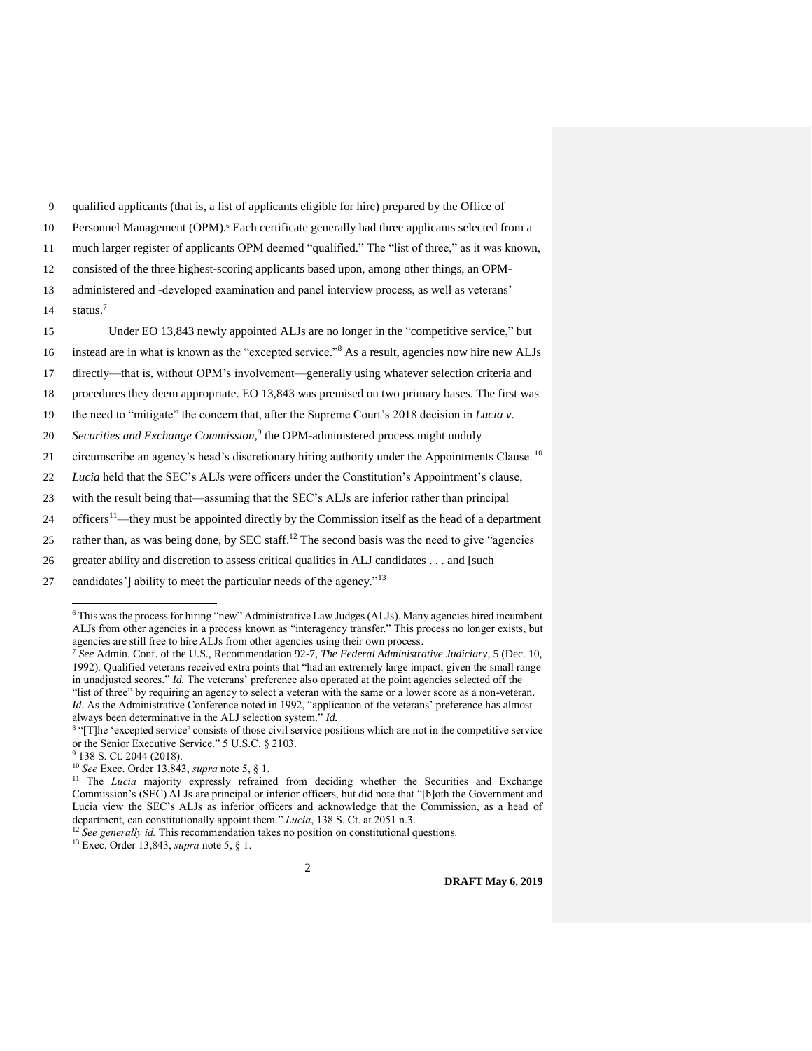qualified applicants (that is, a list of applicants eligible for hire) prepared by the Office of Personnel Management (OPM).[6] Each certificate generally had three applicants selected from a much larger register of applicants OPM deemed "qualified." The "list of three," as it was known, consisted of the three highest-scoring applicants based upon, among other things, an OPM-administered and -developed examination and panel interview process, as well as veterans' status.[7]

Under EO 13,843 newly appointed ALJs are no longer in the "competitive service," but instead are in what is known as the "excepted service."[8] As a result, agencies now hire new ALJs directly—that is, without OPM's involvement—generally using whatever selection criteria and procedures they deem appropriate. EO 13,843 was premised on two primary bases. The first was the need to "mitigate" the concern that, after the Supreme Court's 2018 decision in *Lucia v. Securities and Exchange Commission*,[9] the OPM-administered process might unduly circumscribe an agency's head's discretionary hiring authority under the Appointments Clause.[10] *Lucia* held that the SEC's ALJs were officers under the Constitution's Appointment's clause, with the result being that—assuming that the SEC's ALJs are inferior rather than principal officers[11]—they must be appointed directly by the Commission itself as the head of a department rather than, as was being done, by SEC staff.[12] The second basis was the need to give "agencies greater ability and discretion to assess critical qualities in ALJ candidates . . . and [such candidates'] ability to meet the particular needs of the agency."[13]

---

[6] This was the process for hiring "new" Administrative Law Judges (ALJs). Many agencies hired incumbent ALJs from other agencies in a process known as "interagency transfer." This process no longer exists, but agencies are still free to hire ALJs from other agencies using their own process.

[7] *See* Admin. Conf. of the U.S., Recommendation 92-7, *The Federal Administrative Judiciary*, 5 (Dec. 10, 1992). Qualified veterans received extra points that "had an extremely large impact, given the small range in unadjusted scores." *Id.* The veterans' preference also operated at the point agencies selected off the "list of three" by requiring an agency to select a veteran with the same or a lower score as a non-veteran. *Id.* As the Administrative Conference noted in 1992, "application of the veterans' preference has almost always been determinative in the ALJ selection system." *Id.*

[8] "[T]he 'excepted service' consists of those civil service positions which are not in the competitive service or the Senior Executive Service." 5 U.S.C. § 2103.

[9] 138 S. Ct. 2044 (2018).

[10] *See* Exec. Order 13,843, *supra* note 5, § 1.

[11] The *Lucia* majority expressly refrained from deciding whether the Securities and Exchange Commission's (SEC) ALJs are principal or inferior officers, but did note that "[b]oth the Government and Lucia view the SEC's ALJs as inferior officers and acknowledge that the Commission, as a head of department, can constitutionally appoint them." *Lucia*, 138 S. Ct. at 2051 n.3.

[12] *See generally id.* This recommendation takes no position on constitutional questions.

[13] Exec. Order 13,843, *supra* note 5, § 1.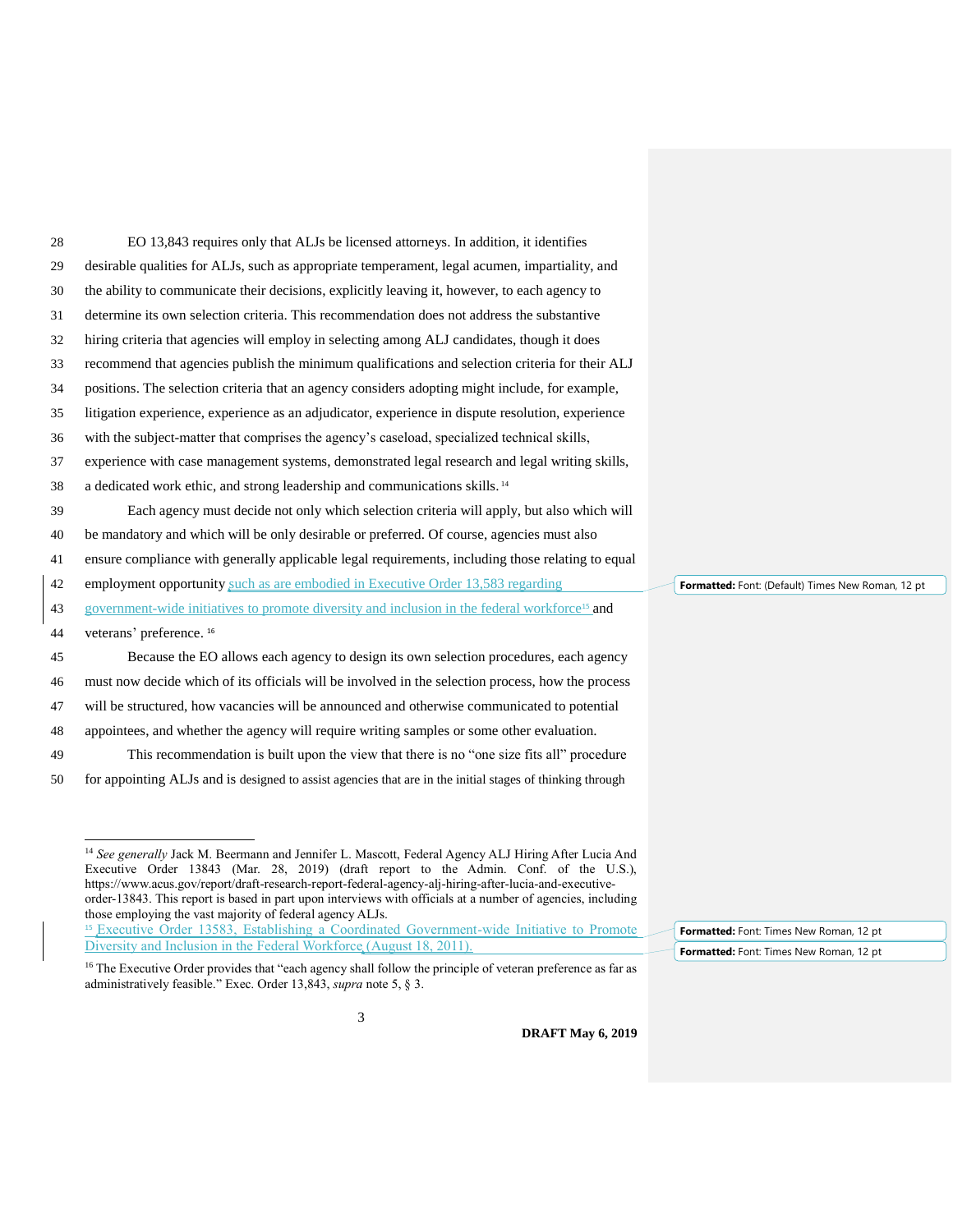EO 13,843 requires only that ALJs be licensed attorneys. In addition, it identifies desirable qualities for ALJs, such as appropriate temperament, legal acumen, impartiality, and the ability to communicate their decisions, explicitly leaving it, however, to each agency to determine its own selection criteria. This recommendation does not address the substantive hiring criteria that agencies will employ in selecting among ALJ candidates, though it does recommend that agencies publish the minimum qualifications and selection criteria for their ALJ positions. The selection criteria that an agency considers adopting might include, for example, litigation experience, experience as an adjudicator, experience in dispute resolution, experience with the subject-matter that comprises the agency's caseload, specialized technical skills, experience with case management systems, demonstrated legal research and legal writing skills, a dedicated work ethic, and strong leadership and communications skills.[14]

Each agency must decide not only which selection criteria will apply, but also which will be mandatory and which will be only desirable or preferred. Of course, agencies must also ensure compliance with generally applicable legal requirements, including those relating to equal employment opportunity such as are embodied in Executive Order 13,583 regarding government-wide initiatives to promote diversity and inclusion in the federal workforce[15] and veterans' preference.[16]

Because the EO allows each agency to design its own selection procedures, each agency must now decide which of its officials will be involved in the selection process, how the process will be structured, how vacancies will be announced and otherwise communicated to potential appointees, and whether the agency will require writing samples or some other evaluation.

This recommendation is built upon the view that there is no "one size fits all" procedure for appointing ALJs and is designed to assist agencies that are in the initial stages of thinking through

---

[14] *See generally* Jack M. Beermann and Jennifer L. Mascott, Federal Agency ALJ Hiring After Lucia And Executive Order 13843 (Mar. 28, 2019) (draft report to the Admin. Conf. of the U.S.), https://www.acus.gov/report/draft-research-report-federal-agency-alj-hiring-after-lucia-and-executive-order-13843. This report is based in part upon interviews with officials at a number of agencies, including those employing the vast majority of federal agency ALJs.

[15] Executive Order 13583, Establishing a Coordinated Government-wide Initiative to Promote Diversity and Inclusion in the Federal Workforce (August 18, 2011).

[16] The Executive Order provides that "each agency shall follow the principle of veteran preference as far as administratively feasible." Exec. Order 13,843, *supra* note 5, § 3.

DRAFT May 6, 2019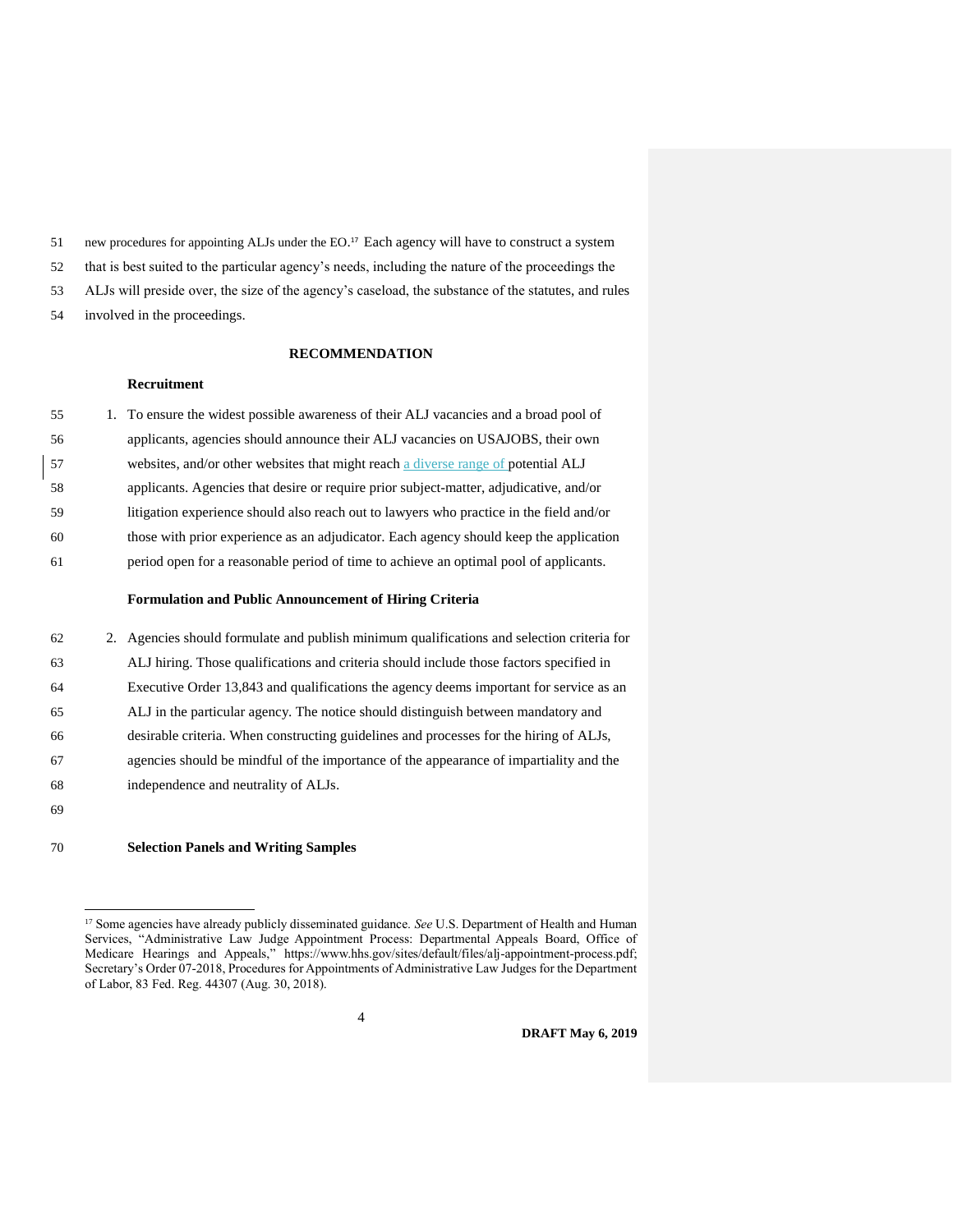new procedures for appointing ALJs under the EO.[17] Each agency will have to construct a system that is best suited to the particular agency's needs, including the nature of the proceedings the ALJs will preside over, the size of the agency's caseload, the substance of the statutes, and rules involved in the proceedings.

## RECOMMENDATION

**Recruitment**

1. To ensure the widest possible awareness of their ALJ vacancies and a broad pool of applicants, agencies should announce their ALJ vacancies on USAJOBS, their own websites, and/or other websites that might reach a diverse range of potential ALJ applicants. Agencies that desire or require prior subject-matter, adjudicative, and/or litigation experience should also reach out to lawyers who practice in the field and/or those with prior experience as an adjudicator. Each agency should keep the application period open for a reasonable period of time to achieve an optimal pool of applicants.

**Formulation and Public Announcement of Hiring Criteria**

2. Agencies should formulate and publish minimum qualifications and selection criteria for ALJ hiring. Those qualifications and criteria should include those factors specified in Executive Order 13,843 and qualifications the agency deems important for service as an ALJ in the particular agency. The notice should distinguish between mandatory and desirable criteria. When constructing guidelines and processes for the hiring of ALJs, agencies should be mindful of the importance of the appearance of impartiality and the independence and neutrality of ALJs.

**Selection Panels and Writing Samples**

[17] Some agencies have already publicly disseminated guidance. *See* U.S. Department of Health and Human Services, "Administrative Law Judge Appointment Process: Departmental Appeals Board, Office of Medicare Hearings and Appeals," https://www.hhs.gov/sites/default/files/alj-appointment-process.pdf; Secretary's Order 07-2018, Procedures for Appointments of Administrative Law Judges for the Department of Labor, 83 Fed. Reg. 44307 (Aug. 30, 2018).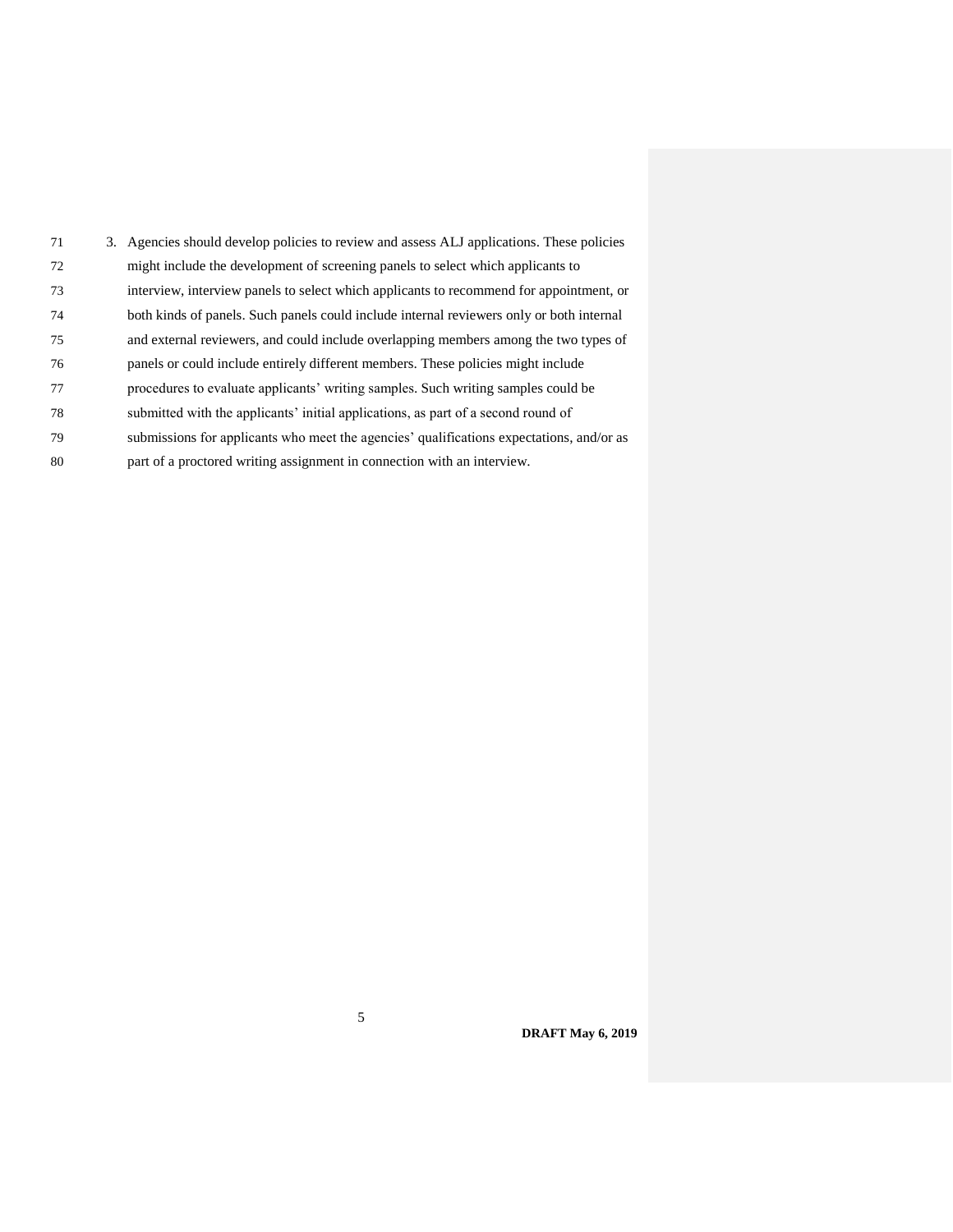3. Agencies should develop policies to review and assess ALJ applications. These policies might include the development of screening panels to select which applicants to interview, interview panels to select which applicants to recommend for appointment, or both kinds of panels. Such panels could include internal reviewers only or both internal and external reviewers, and could include overlapping members among the two types of panels or could include entirely different members. These policies might include procedures to evaluate applicants' writing samples. Such writing samples could be submitted with the applicants' initial applications, as part of a second round of submissions for applicants who meet the agencies' qualifications expectations, and/or as part of a proctored writing assignment in connection with an interview.